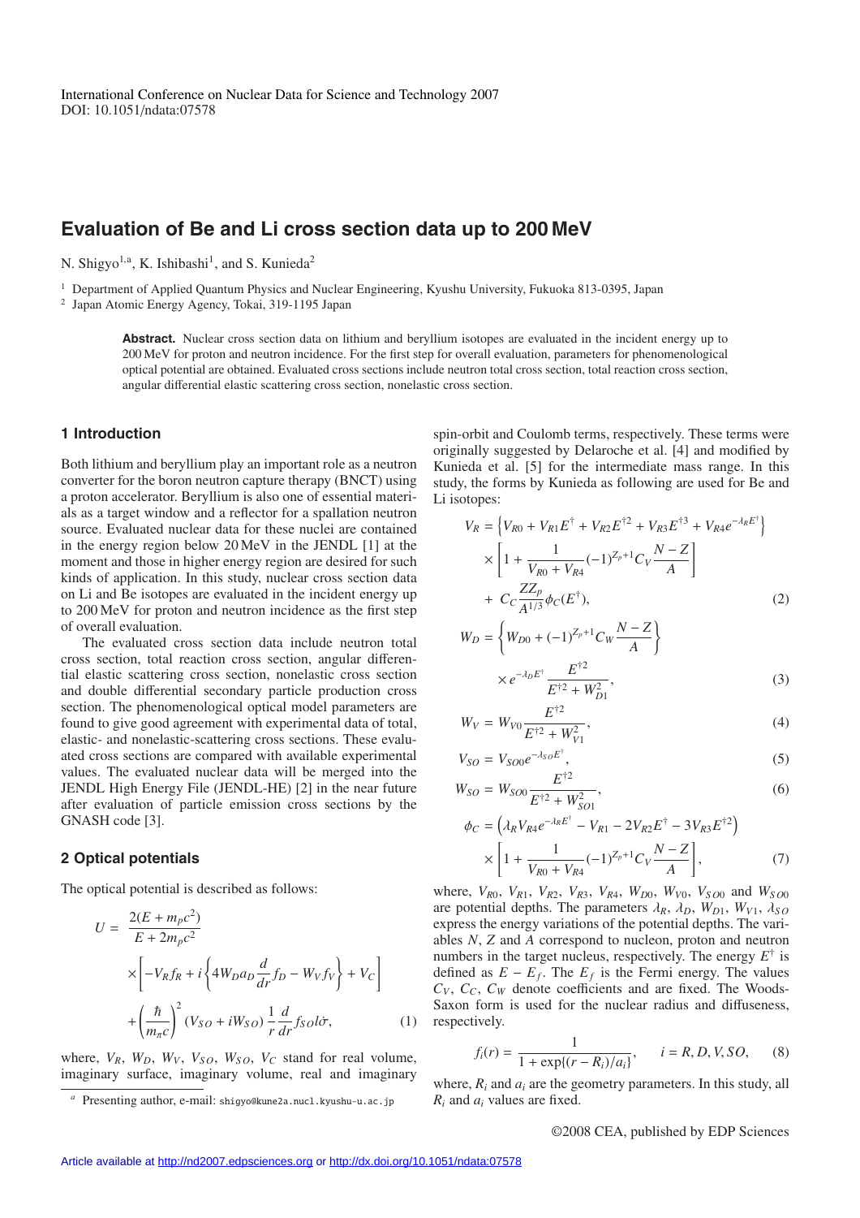International Conference on Nuclear Data for Science and Technology 2007
DOI: 10.1051/ndata:07578

# Evaluation of Be and Li cross section data up to 200 MeV

N. Shigyo[1,a], K. Ishibashi[1], and S. Kunieda[2]

[1] Department of Applied Quantum Physics and Nuclear Engineering, Kyushu University, Fukuoka 813-0395, Japan
[2] Japan Atomic Energy Agency, Tokai, 319-1195 Japan

**Abstract.** Nuclear cross section data on lithium and beryllium isotopes are evaluated in the incident energy up to 200 MeV for proton and neutron incidence. For the first step for overall evaluation, parameters for phenomenological optical potential are obtained. Evaluated cross sections include neutron total cross section, total reaction cross section, angular differential elastic scattering cross section, nonelastic cross section.

## 1 Introduction

Both lithium and beryllium play an important role as a neutron converter for the boron neutron capture therapy (BNCT) using a proton accelerator. Beryllium is also one of essential materials as a target window and a reflector for a spallation neutron source. Evaluated nuclear data for these nuclei are contained in the energy region below 20 MeV in the JENDL [1] at the moment and those in higher energy region are desired for such kinds of application. In this study, nuclear cross section data on Li and Be isotopes are evaluated in the incident energy up to 200 MeV for proton and neutron incidence as the first step of overall evaluation.

The evaluated cross section data include neutron total cross section, total reaction cross section, angular differential elastic scattering cross section, nonelastic cross section and double differential secondary particle production cross section. The phenomenological optical model parameters are found to give good agreement with experimental data of total, elastic- and nonelastic-scattering cross sections. These evaluated cross sections are compared with available experimental values. The evaluated nuclear data will be merged into the JENDL High Energy File (JENDL-HE) [2] in the near future after evaluation of particle emission cross sections by the GNASH code [3].

## 2 Optical potentials

The optical potential is described as follows:

$$U = \frac{2(E + m_p c^2)}{E + 2m_p c^2} \times \left[ -V_R f_R + i\left\{ 4W_D a_D \frac{d}{dr} f_D - W_V f_V \right\} + V_C \right] + \left(\frac{\hbar}{m_\pi c}\right)^2 (V_{SO} + iW_{SO}) \frac{1}{r}\frac{d}{dr} f_{SO} l\sigma, \quad (1)$$

where, $V_R$, $W_D$, $W_V$, $V_{SO}$, $W_{SO}$, $V_C$ stand for real volume, imaginary surface, imaginary volume, real and imaginary spin-orbit and Coulomb terms, respectively. These terms were originally suggested by Delaroche et al. [4] and modified by Kunieda et al. [5] for the intermediate mass range. In this study, the forms by Kunieda as following are used for Be and Li isotopes:

$$V_R = \left\{ V_{R0} + V_{R1}E^{\dagger} + V_{R2}E^{\dagger 2} + V_{R3}E^{\dagger 3} + V_{R4}e^{-\lambda_R E^{\dagger}} \right\} \times \left[ 1 + \frac{1}{V_{R0} + V_{R4}}(-1)^{Z_p+1} C_V \frac{N-Z}{A} \right] + C_C \frac{ZZ_p}{A^{1/3}} \phi_C(E^{\dagger}), \quad (2)$$

$$W_D = \left\{ W_{D0} + (-1)^{Z_p+1} C_W \frac{N-Z}{A} \right\} \times e^{-\lambda_D E^{\dagger}} \frac{E^{\dagger 2}}{E^{\dagger 2} + W_{D1}^2}, \quad (3)$$

$$W_V = W_{V0} \frac{E^{\dagger 2}}{E^{\dagger 2} + W_{V1}^2}, \quad (4)$$

$$V_{SO} = V_{SO0} e^{-\lambda_{SO} E^{\dagger}}, \quad (5)$$

$$W_{SO} = W_{SO0} \frac{E^{\dagger 2}}{E^{\dagger 2} + W_{SO1}^2}, \quad (6)$$

$$\phi_C = \left( \lambda_R V_{R4} e^{-\lambda_R E^{\dagger}} - V_{R1} - 2V_{R2}E^{\dagger} - 3V_{R3}E^{\dagger 2} \right) \times \left[ 1 + \frac{1}{V_{R0} + V_{R4}}(-1)^{Z_p+1} C_V \frac{N-Z}{A} \right], \quad (7)$$

where, $V_{R0}$, $V_{R1}$, $V_{R2}$, $V_{R3}$, $V_{R4}$, $W_{D0}$, $W_{V0}$, $V_{SO0}$ and $W_{SO0}$ are potential depths. The parameters $\lambda_R$, $\lambda_D$, $W_{D1}$, $W_{V1}$, $\lambda_{SO}$ express the energy variations of the potential depths. The variables $N$, $Z$ and $A$ correspond to nucleon, proton and neutron numbers in the target nucleus, respectively. The energy $E^{\dagger}$ is defined as $E - E_f$. The $E_f$ is the Fermi energy. The values $C_V$, $C_C$, $C_W$ denote coefficients and are fixed. The Woods-Saxon form is used for the nuclear radius and diffuseness, respectively.

$$f_i(r) = \frac{1}{1 + \exp\{(r - R_i)/a_i\}}, \qquad i = R, D, V, SO, \quad (8)$$

where, $R_i$ and $a_i$ are the geometry parameters. In this study, all $R_i$ and $a_i$ values are fixed.

[a] Presenting author, e-mail: shigyo@kune2a.nucl.kyushu-u.ac.jp

©2008 CEA, published by EDP Sciences

Article available at http://nd2007.edpsciences.org or http://dx.doi.org/10.1051/ndata:07578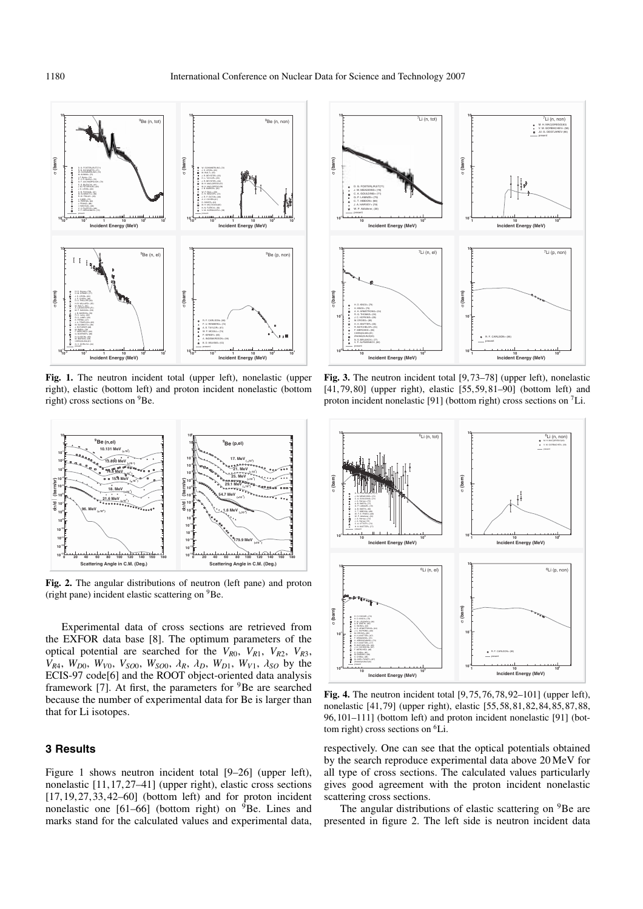Fig. 1. The neutron incident total (upper left), nonelastic (upper right), elastic (bottom left) and proton incident nonelastic (bottom right) cross sections on $^{9}$Be.

Fig. 2. The angular distributions of neutron (left pane) and proton (right pane) incident elastic scattering on $^{9}$Be.

Experimental data of cross sections are retrieved from the EXFOR data base [8]. The optimum parameters of the optical potential are searched for the $V_{R0}$, $V_{R1}$, $V_{R2}$, $V_{R3}$, $V_{R4}$, $W_{D0}$, $W_{V0}$, $V_{SO0}$, $W_{SO0}$, $\lambda_R$, $\lambda_D$, $W_{D1}$, $W_{V1}$, $\lambda_{SO}$ by the ECIS-97 code[6] and the ROOT object-oriented data analysis framework [7]. At first, the parameters for $^{9}$Be are searched because the number of experimental data for Be is larger than that for Li isotopes.

## 3 Results

Figure 1 shows neutron incident total [9–26] (upper left), nonelastic [11,17,27–41] (upper right), elastic cross sections [17,19,27,33,42–60] (bottom left) and for proton incident nonelastic one [61–66] (bottom right) on $^{9}$Be. Lines and marks stand for the calculated values and experimental data, respectively. One can see that the optical potentials obtained by the search reproduce experimental data above 20 MeV for all type of cross sections. The calculated values particularly gives good agreement with the proton incident nonelastic scattering cross sections.

The angular distributions of elastic scattering on $^{9}$Be are presented in figure 2. The left side is neutron incident data

Fig. 3. The neutron incident total [9,73–78] (upper left), nonelastic [41,79,80] (upper right), elastic [55,59,81–90] (bottom left) and proton incident nonelastic [91] (bottom right) cross sections on $^{7}$Li.

Fig. 4. The neutron incident total [9,75,76,78,92–101] (upper left), nonelastic [41,79] (upper right), elastic [55,58,81,82,84,85,87,88, 96,101–111] (bottom left) and proton incident nonelastic [91] (bottom right) cross sections on $^{6}$Li.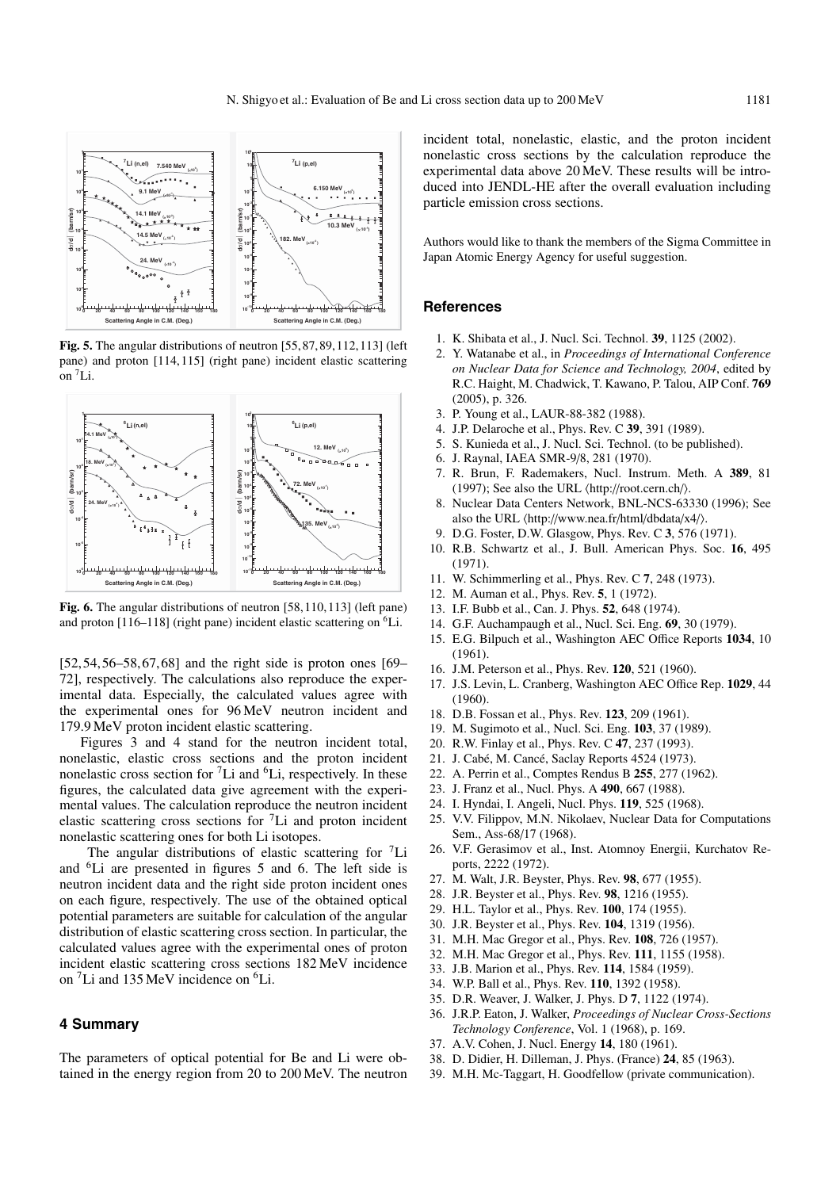Fig. 5. The angular distributions of neutron [55,87,89,112,113] (left pane) and proton [114,115] (right pane) incident elastic scattering on $^{7}$Li.

Fig. 6. The angular distributions of neutron [58,110,113] (left pane) and proton [116–118] (right pane) incident elastic scattering on $^{6}$Li.

[52,54,56–58,67,68] and the right side is proton ones [69–72], respectively. The calculations also reproduce the experimental data. Especially, the calculated values agree with the experimental ones for 96 MeV neutron incident and 179.9 MeV proton incident elastic scattering.

Figures 3 and 4 stand for the neutron incident total, nonelastic, elastic cross sections and the proton incident nonelastic cross section for $^{7}$Li and $^{6}$Li, respectively. In these figures, the calculated data give agreement with the experimental values. The calculation reproduce the neutron incident elastic scattering cross sections for $^{7}$Li and proton incident nonelastic scattering ones for both Li isotopes.

The angular distributions of elastic scattering for $^{7}$Li and $^{6}$Li are presented in figures 5 and 6. The left side is neutron incident data and the right side proton incident ones on each figure, respectively. The use of the obtained optical potential parameters are suitable for calculation of the angular distribution of elastic scattering cross section. In particular, the calculated values agree with the experimental ones of proton incident elastic scattering cross sections 182 MeV incidence on $^{7}$Li and 135 MeV incidence on $^{6}$Li.

## 4 Summary

The parameters of optical potential for Be and Li were obtained in the energy region from 20 to 200 MeV. The neutron incident total, nonelastic, elastic, and the proton incident nonelastic cross sections by the calculation reproduce the experimental data above 20 MeV. These results will be introduced into JENDL-HE after the overall evaluation including particle emission cross sections.

Authors would like to thank the members of the Sigma Committee in Japan Atomic Energy Agency for useful suggestion.

## References

1. K. Shibata et al., J. Nucl. Sci. Technol. **39**, 1125 (2002).
2. Y. Watanabe et al., in *Proceedings of International Conference on Nuclear Data for Science and Technology, 2004*, edited by R.C. Haight, M. Chadwick, T. Kawano, P. Talou, AIP Conf. **769** (2005), p. 326.
3. P. Young et al., LAUR-88-382 (1988).
4. J.P. Delaroche et al., Phys. Rev. C **39**, 391 (1989).
5. S. Kunieda et al., J. Nucl. Sci. Technol. (to be published).
6. J. Raynal, IAEA SMR-9/8, 281 (1970).
7. R. Brun, F. Rademakers, Nucl. Instrum. Meth. A **389**, 81 (1997); See also the URL ⟨http://root.cern.ch/⟩.
8. Nuclear Data Centers Network, BNL-NCS-63330 (1996); See also the URL ⟨http://www.nea.fr/html/dbdata/x4/⟩.
9. D.G. Foster, D.W. Glasgow, Phys. Rev. C **3**, 576 (1971).
10. R.B. Schwartz et al., J. Bull. American Phys. Soc. **16**, 495 (1971).
11. W. Schimmerling et al., Phys. Rev. C **7**, 248 (1973).
12. M. Auman et al., Phys. Rev. **5**, 1 (1972).
13. I.F. Bubb et al., Can. J. Phys. **52**, 648 (1974).
14. G.F. Auchampaugh et al., Nucl. Sci. Eng. **69**, 30 (1979).
15. E.G. Bilpuch et al., Washington AEC Office Reports **1034**, 10 (1961).
16. J.M. Peterson et al., Phys. Rev. **120**, 521 (1960).
17. J.S. Levin, L. Cranberg, Washington AEC Office Rep. **1029**, 44 (1960).
18. D.B. Fossan et al., Phys. Rev. **123**, 209 (1961).
19. M. Sugimoto et al., Nucl. Sci. Eng. **103**, 37 (1989).
20. R.W. Finlay et al., Phys. Rev. C **47**, 237 (1993).
21. J. Cabé, M. Cancé, Saclay Reports 4524 (1973).
22. A. Perrin et al., Comptes Rendus B **255**, 277 (1962).
23. J. Franz et al., Nucl. Phys. A **490**, 667 (1988).
24. I. Hyndai, I. Angeli, Nucl. Phys. **119**, 525 (1968).
25. V.V. Filippov, M.N. Nikolaev, Nuclear Data for Computations Sem., Ass-68/17 (1968).
26. V.F. Gerasimov et al., Inst. Atomnoy Energii, Kurchatov Reports, 2222 (1972).
27. M. Walt, J.R. Beyster, Phys. Rev. **98**, 677 (1955).
28. J.R. Beyster et al., Phys. Rev. **98**, 1216 (1955).
29. H.L. Taylor et al., Phys. Rev. **100**, 174 (1955).
30. J.R. Beyster et al., Phys. Rev. **104**, 1319 (1956).
31. M.H. Mac Gregor et al., Phys. Rev. **108**, 726 (1957).
32. M.H. Mac Gregor et al., Phys. Rev. **111**, 1155 (1958).
33. J.B. Marion et al., Phys. Rev. **114**, 1584 (1959).
34. W.P. Ball et al., Phys. Rev. **110**, 1392 (1958).
35. D.R. Weaver, J. Walker, J. Phys. D **7**, 1122 (1974).
36. J.R.P. Eaton, J. Walker, *Proceedings of Nuclear Cross-Sections Technology Conference*, Vol. 1 (1968), p. 169.
37. A.V. Cohen, J. Nucl. Energy **14**, 180 (1961).
38. D. Didier, H. Dilleman, J. Phys. (France) **24**, 85 (1963).
39. M.H. Mc-Taggart, H. Goodfellow (private communication).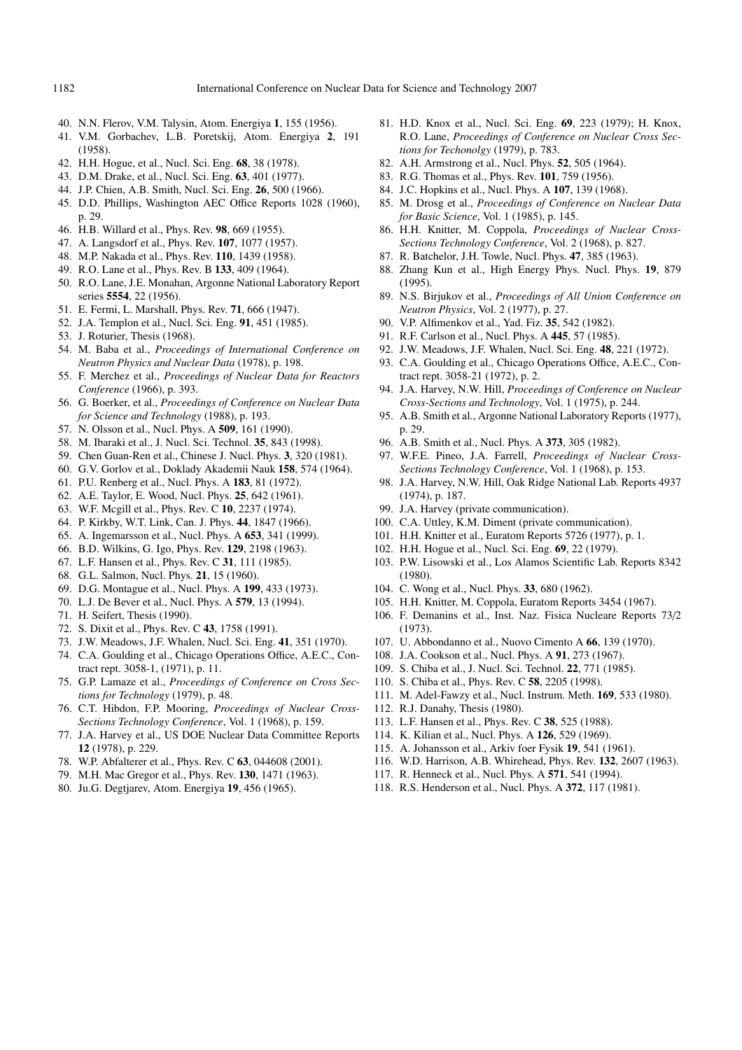40. N.N. Flerov, V.M. Talysin, Atom. Energiya **1**, 155 (1956).
41. V.M. Gorbachev, L.B. Poretskij, Atom. Energiya **2**, 191 (1958).
42. H.H. Hogue, et al., Nucl. Sci. Eng. **68**, 38 (1978).
43. D.M. Drake, et al., Nucl. Sci. Eng. **63**, 401 (1977).
44. J.P. Chien, A.B. Smith, Nucl. Sci. Eng. **26**, 500 (1966).
45. D.D. Phillips, Washington AEC Office Reports 1028 (1960), p. 29.
46. H.B. Willard et al., Phys. Rev. **98**, 669 (1955).
47. A. Langsdorf et al., Phys. Rev. **107**, 1077 (1957).
48. M.P. Nakada et al., Phys. Rev. **110**, 1439 (1958).
49. R.O. Lane et al., Phys. Rev. B **133**, 409 (1964).
50. R.O. Lane, J.E. Monahan, Argonne National Laboratory Report series **5554**, 22 (1956).
51. E. Fermi, L. Marshall, Phys. Rev. **71**, 666 (1947).
52. J.A. Templon et al., Nucl. Sci. Eng. **91**, 451 (1985).
53. J. Roturier, Thesis (1968).
54. M. Baba et al., *Proceedings of International Conference on Neutron Physics and Nuclear Data* (1978), p. 198.
55. F. Merchez et al., *Proceedings of Nuclear Data for Reactors Conference* (1966), p. 393.
56. G. Boerker, et al., *Proceedings of Conference on Nuclear Data for Science and Technology* (1988), p. 193.
57. N. Olsson et al., Nucl. Phys. A **509**, 161 (1990).
58. M. Ibaraki et al., J. Nucl. Sci. Technol. **35**, 843 (1998).
59. Chen Guan-Ren et al., Chinese J. Nucl. Phys. **3**, 320 (1981).
60. G.V. Gorlov et al., Doklady Akademii Nauk **158**, 574 (1964).
61. P.U. Renberg et al., Nucl. Phys. A **183**, 81 (1972).
62. A.E. Taylor, E. Wood, Nucl. Phys. **25**, 642 (1961).
63. W.F. Mcgill et al., Phys. Rev. C **10**, 2237 (1974).
64. P. Kirkby, W.T. Link, Can. J. Phys. **44**, 1847 (1966).
65. A. Ingemarsson et al., Nucl. Phys. A **653**, 341 (1999).
66. B.D. Wilkins, G. Igo, Phys. Rev. **129**, 2198 (1963).
67. L.F. Hansen et al., Phys. Rev. C **31**, 111 (1985).
68. G.L. Salmon, Nucl. Phys. **21**, 15 (1960).
69. D.G. Montague et al., Nucl. Phys. A **199**, 433 (1973).
70. L.J. De Bever et al., Nucl. Phys. A **579**, 13 (1994).
71. H. Seifert, Thesis (1990).
72. S. Dixit et al., Phys. Rev. C **43**, 1758 (1991).
73. J.W. Meadows, J.F. Whalen, Nucl. Sci. Eng. **41**, 351 (1970).
74. C.A. Goulding et al., Chicago Operations Office, A.E.C., Contract rept. 3058-1, (1971), p. 11.
75. G.P. Lamaze et al., *Proceedings of Conference on Cross Sections for Technology* (1979), p. 48.
76. C.T. Hibdon, F.P. Mooring, *Proceedings of Nuclear Cross-Sections Technology Conference*, Vol. 1 (1968), p. 159.
77. J.A. Harvey et al., US DOE Nuclear Data Committee Reports **12** (1978), p. 229.
78. W.P. Abfalterer et al., Phys. Rev. C **63**, 044608 (2001).
79. M.H. Mac Gregor et al., Phys. Rev. **130**, 1471 (1963).
80. Ju.G. Degtjarev, Atom. Energiya **19**, 456 (1965).
81. H.D. Knox et al., Nucl. Sci. Eng. **69**, 223 (1979); H. Knox, R.O. Lane, *Proceedings of Conference on Nuclear Cross Sections for Techonolgy* (1979), p. 783.
82. A.H. Armstrong et al., Nucl. Phys. **52**, 505 (1964).
83. R.G. Thomas et al., Phys. Rev. **101**, 759 (1956).
84. J.C. Hopkins et al., Nucl. Phys. A **107**, 139 (1968).
85. M. Drosg et al., *Proceedings of Conference on Nuclear Data for Basic Science*, Vol. 1 (1985), p. 145.
86. H.H. Knitter, M. Coppola, *Proceedings of Nuclear Cross-Sections Technology Conference*, Vol. 2 (1968), p. 827.
87. R. Batchelor, J.H. Towle, Nucl. Phys. **47**, 385 (1963).
88. Zhang Kun et al., High Energy Phys. Nucl. Phys. **19**, 879 (1995).
89. N.S. Birjukov et al., *Proceedings of All Union Conference on Neutron Physics*, Vol. 2 (1977), p. 27.
90. V.P. Alfimenkov et al., Yad. Fiz. **35**, 542 (1982).
91. R.F. Carlson et al., Nucl. Phys. A **445**, 57 (1985).
92. J.W. Meadows, J.F. Whalen, Nucl. Sci. Eng. **48**, 221 (1972).
93. C.A. Goulding et al., Chicago Operations Office, A.E.C., Contract rept. 3058-21 (1972), p. 2.
94. J.A. Harvey, N.W. Hill, *Proceedings of Conference on Nuclear Cross-Sections and Technology*, Vol. 1 (1975), p. 244.
95. A.B. Smith et al., Argonne National Laboratory Reports (1977), p. 29.
96. A.B. Smith et al., Nucl. Phys. A **373**, 305 (1982).
97. W.F.E. Pineo, J.A. Farrell, *Proceedings of Nuclear Cross-Sections Technology Conference*, Vol. 1 (1968), p. 153.
98. J.A. Harvey, N.W. Hill, Oak Ridge National Lab. Reports 4937 (1974), p. 187.
99. J.A. Harvey (private communication).
100. C.A. Uttley, K.M. Diment (private communication).
101. H.H. Knitter et al., Euratom Reports 5726 (1977), p. 1.
102. H.H. Hogue et al., Nucl. Sci. Eng. **69**, 22 (1979).
103. P.W. Lisowski et al., Los Alamos Scientific Lab. Reports 8342 (1980).
104. C. Wong et al., Nucl. Phys. **33**, 680 (1962).
105. H.H. Knitter, M. Coppola, Euratom Reports 3454 (1967).
106. F. Demanins et al., Inst. Naz. Fisica Nucleare Reports 73/2 (1973).
107. U. Abbondanno et al., Nuovo Cimento A **66**, 139 (1970).
108. J.A. Cookson et al., Nucl. Phys. A **91**, 273 (1967).
109. S. Chiba et al., J. Nucl. Sci. Technol. **22**, 771 (1985).
110. S. Chiba et al., Phys. Rev. C **58**, 2205 (1998).
111. M. Adel-Fawzy et al., Nucl. Instrum. Meth. **169**, 533 (1980).
112. R.J. Danahy, Thesis (1980).
113. L.F. Hansen et al., Phys. Rev. C **38**, 525 (1988).
114. K. Kilian et al., Nucl. Phys. A **126**, 529 (1969).
115. A. Johansson et al., Arkiv foer Fysik **19**, 541 (1961).
116. W.D. Harrison, A.B. Whirehead, Phys. Rev. **132**, 2607 (1963).
117. R. Henneck et al., Nucl. Phys. A **571**, 541 (1994).
118. R.S. Henderson et al., Nucl. Phys. A **372**, 117 (1981).